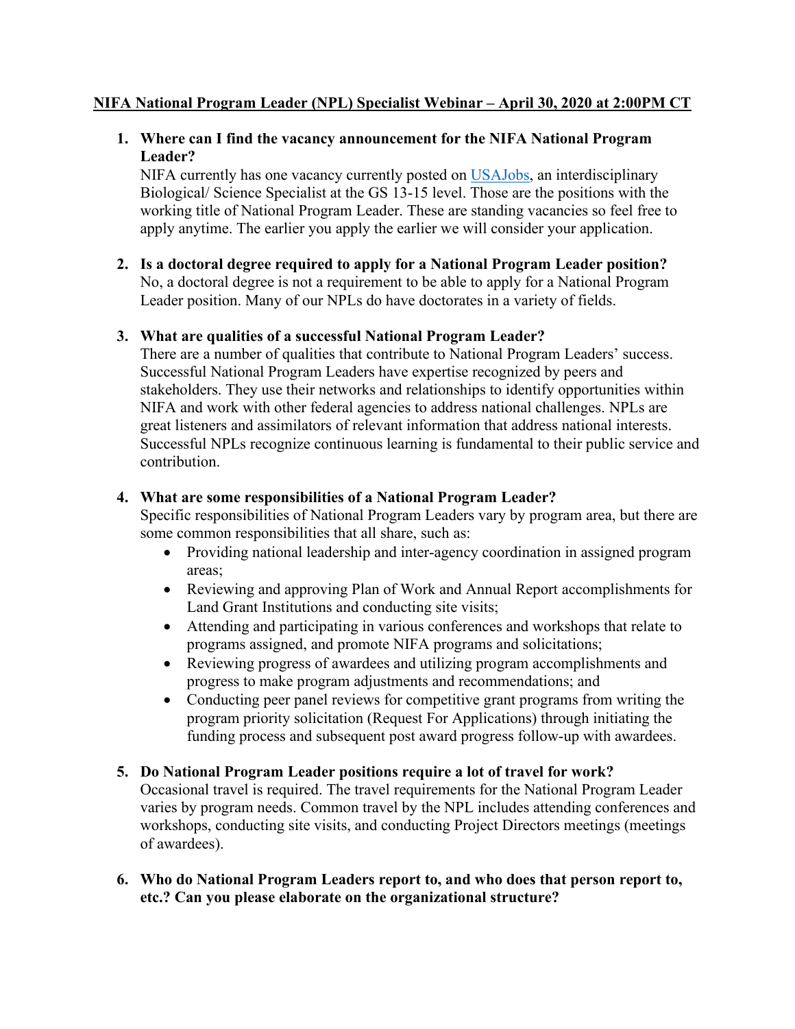# NIFA National Program Leader (NPL) Specialist Webinar – April 30, 2020 at 2:00PM CT

1. **Where can I find the vacancy announcement for the NIFA National Program Leader?**
   NIFA currently has one vacancy currently posted on USAJobs, an interdisciplinary Biological/ Science Specialist at the GS 13-15 level. Those are the positions with the working title of National Program Leader. These are standing vacancies so feel free to apply anytime. The earlier you apply the earlier we will consider your application.

2. **Is a doctoral degree required to apply for a National Program Leader position?**
   No, a doctoral degree is not a requirement to be able to apply for a National Program Leader position. Many of our NPLs do have doctorates in a variety of fields.

3. **What are qualities of a successful National Program Leader?**
   There are a number of qualities that contribute to National Program Leaders' success. Successful National Program Leaders have expertise recognized by peers and stakeholders. They use their networks and relationships to identify opportunities within NIFA and work with other federal agencies to address national challenges. NPLs are great listeners and assimilators of relevant information that address national interests. Successful NPLs recognize continuous learning is fundamental to their public service and contribution.

4. **What are some responsibilities of a National Program Leader?**
   Specific responsibilities of National Program Leaders vary by program area, but there are some common responsibilities that all share, such as:
   - Providing national leadership and inter-agency coordination in assigned program areas;
   - Reviewing and approving Plan of Work and Annual Report accomplishments for Land Grant Institutions and conducting site visits;
   - Attending and participating in various conferences and workshops that relate to programs assigned, and promote NIFA programs and solicitations;
   - Reviewing progress of awardees and utilizing program accomplishments and progress to make program adjustments and recommendations; and
   - Conducting peer panel reviews for competitive grant programs from writing the program priority solicitation (Request For Applications) through initiating the funding process and subsequent post award progress follow-up with awardees.

5. **Do National Program Leader positions require a lot of travel for work?**
   Occasional travel is required. The travel requirements for the National Program Leader varies by program needs. Common travel by the NPL includes attending conferences and workshops, conducting site visits, and conducting Project Directors meetings (meetings of awardees).

6. **Who do National Program Leaders report to, and who does that person report to, etc.? Can you please elaborate on the organizational structure?**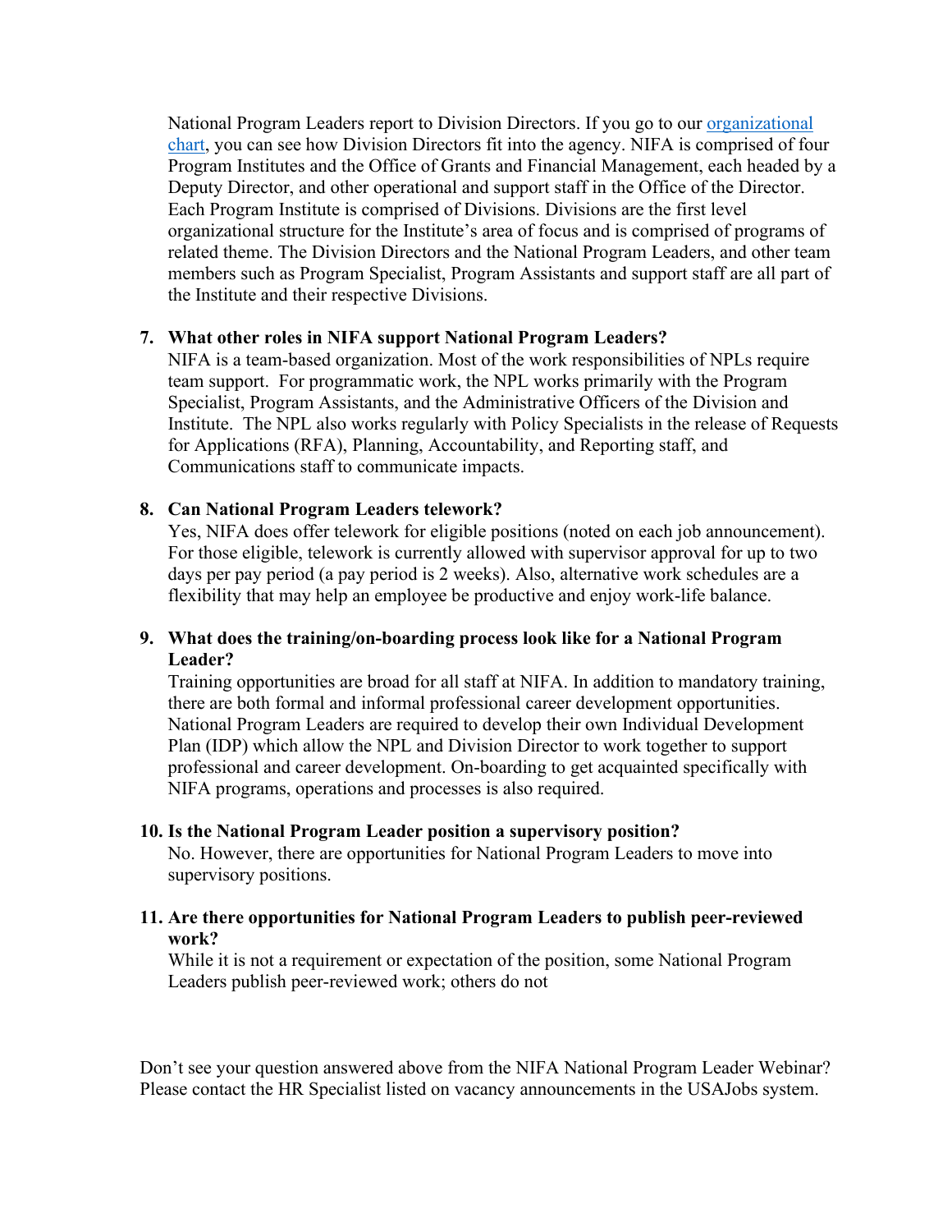National Program Leaders report to Division Directors. If you go to our organizational chart, you can see how Division Directors fit into the agency. NIFA is comprised of four Program Institutes and the Office of Grants and Financial Management, each headed by a Deputy Director, and other operational and support staff in the Office of the Director. Each Program Institute is comprised of Divisions. Divisions are the first level organizational structure for the Institute's area of focus and is comprised of programs of related theme. The Division Directors and the National Program Leaders, and other team members such as Program Specialist, Program Assistants and support staff are all part of the Institute and their respective Divisions.

7. **What other roles in NIFA support National Program Leaders?**
   NIFA is a team-based organization. Most of the work responsibilities of NPLs require team support. For programmatic work, the NPL works primarily with the Program Specialist, Program Assistants, and the Administrative Officers of the Division and Institute. The NPL also works regularly with Policy Specialists in the release of Requests for Applications (RFA), Planning, Accountability, and Reporting staff, and Communications staff to communicate impacts.

8. **Can National Program Leaders telework?**
   Yes, NIFA does offer telework for eligible positions (noted on each job announcement). For those eligible, telework is currently allowed with supervisor approval for up to two days per pay period (a pay period is 2 weeks). Also, alternative work schedules are a flexibility that may help an employee be productive and enjoy work-life balance.

9. **What does the training/on-boarding process look like for a National Program Leader?**
   Training opportunities are broad for all staff at NIFA. In addition to mandatory training, there are both formal and informal professional career development opportunities. National Program Leaders are required to develop their own Individual Development Plan (IDP) which allow the NPL and Division Director to work together to support professional and career development. On-boarding to get acquainted specifically with NIFA programs, operations and processes is also required.

10. **Is the National Program Leader position a supervisory position?**
    No. However, there are opportunities for National Program Leaders to move into supervisory positions.

11. **Are there opportunities for National Program Leaders to publish peer-reviewed work?**
    While it is not a requirement or expectation of the position, some National Program Leaders publish peer-reviewed work; others do not

Don't see your question answered above from the NIFA National Program Leader Webinar? Please contact the HR Specialist listed on vacancy announcements in the USAJobs system.